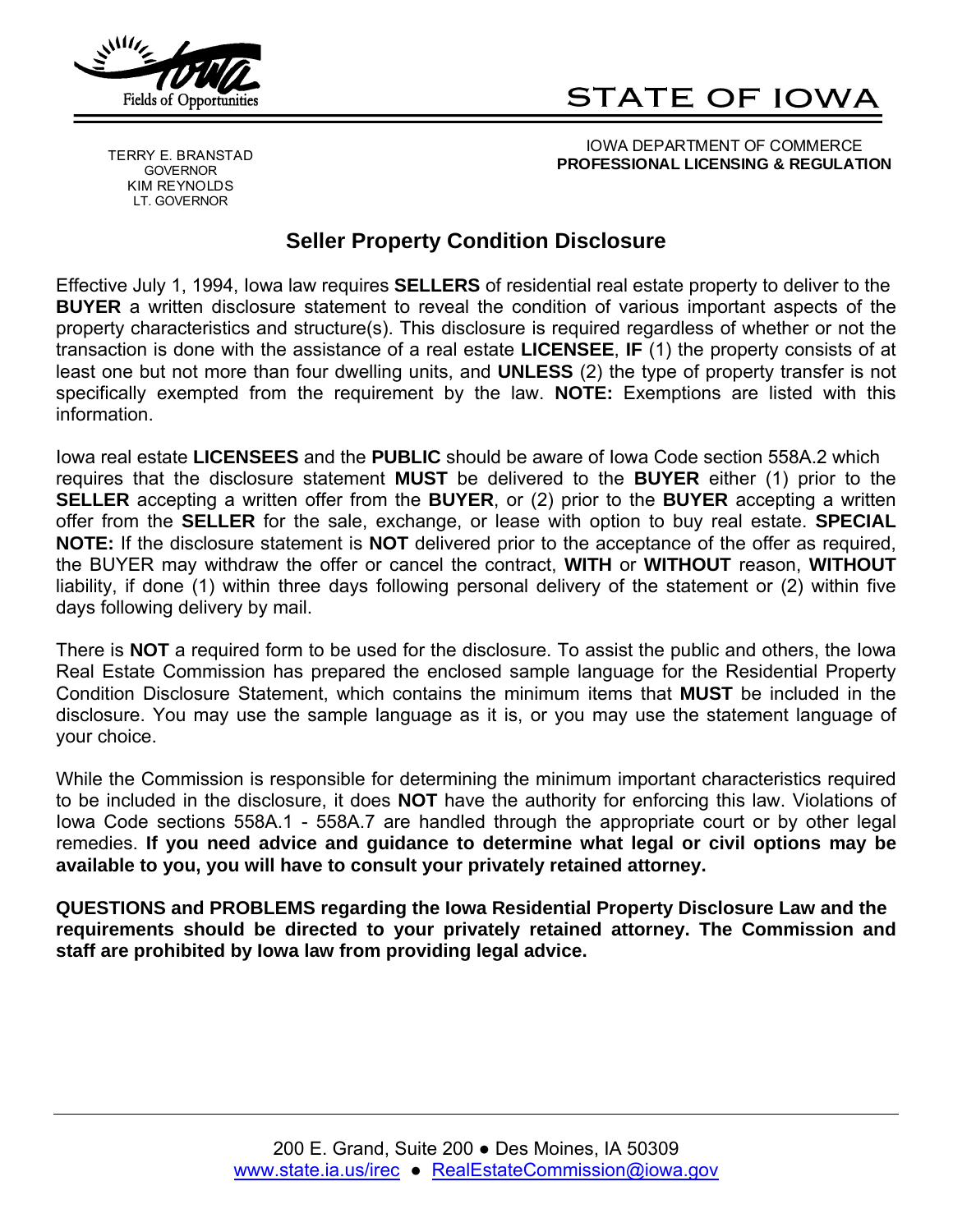Fields of Opportunities

# STATE OF IOWA

TERRY E. BRANSTAD
GOVERNOR
KIM REYNOLDS
LT. GOVERNOR

IOWA DEPARTMENT OF COMMERCE
**PROFESSIONAL LICENSING & REGULATION**

## Seller Property Condition Disclosure

Effective July 1, 1994, Iowa law requires **SELLERS** of residential real estate property to deliver to the **BUYER** a written disclosure statement to reveal the condition of various important aspects of the property characteristics and structure(s). This disclosure is required regardless of whether or not the transaction is done with the assistance of a real estate **LICENSEE**, **IF** (1) the property consists of at least one but not more than four dwelling units, and **UNLESS** (2) the type of property transfer is not specifically exempted from the requirement by the law. **NOTE:** Exemptions are listed with this information.

Iowa real estate **LICENSEES** and the **PUBLIC** should be aware of Iowa Code section 558A.2 which requires that the disclosure statement **MUST** be delivered to the **BUYER** either (1) prior to the **SELLER** accepting a written offer from the **BUYER**, or (2) prior to the **BUYER** accepting a written offer from the **SELLER** for the sale, exchange, or lease with option to buy real estate. **SPECIAL NOTE:** If the disclosure statement is **NOT** delivered prior to the acceptance of the offer as required, the BUYER may withdraw the offer or cancel the contract, **WITH** or **WITHOUT** reason, **WITHOUT** liability, if done (1) within three days following personal delivery of the statement or (2) within five days following delivery by mail.

There is **NOT** a required form to be used for the disclosure. To assist the public and others, the Iowa Real Estate Commission has prepared the enclosed sample language for the Residential Property Condition Disclosure Statement, which contains the minimum items that **MUST** be included in the disclosure. You may use the sample language as it is, or you may use the statement language of your choice.

While the Commission is responsible for determining the minimum important characteristics required to be included in the disclosure, it does **NOT** have the authority for enforcing this law. Violations of Iowa Code sections 558A.1 - 558A.7 are handled through the appropriate court or by other legal remedies. **If you need advice and guidance to determine what legal or civil options may be available to you, you will have to consult your privately retained attorney.**

**QUESTIONS and PROBLEMS regarding the Iowa Residential Property Disclosure Law and the requirements should be directed to your privately retained attorney. The Commission and staff are prohibited by Iowa law from providing legal advice.**

200 E. Grand, Suite 200 ● Des Moines, IA 50309
www.state.ia.us/irec ● RealEstateCommission@iowa.gov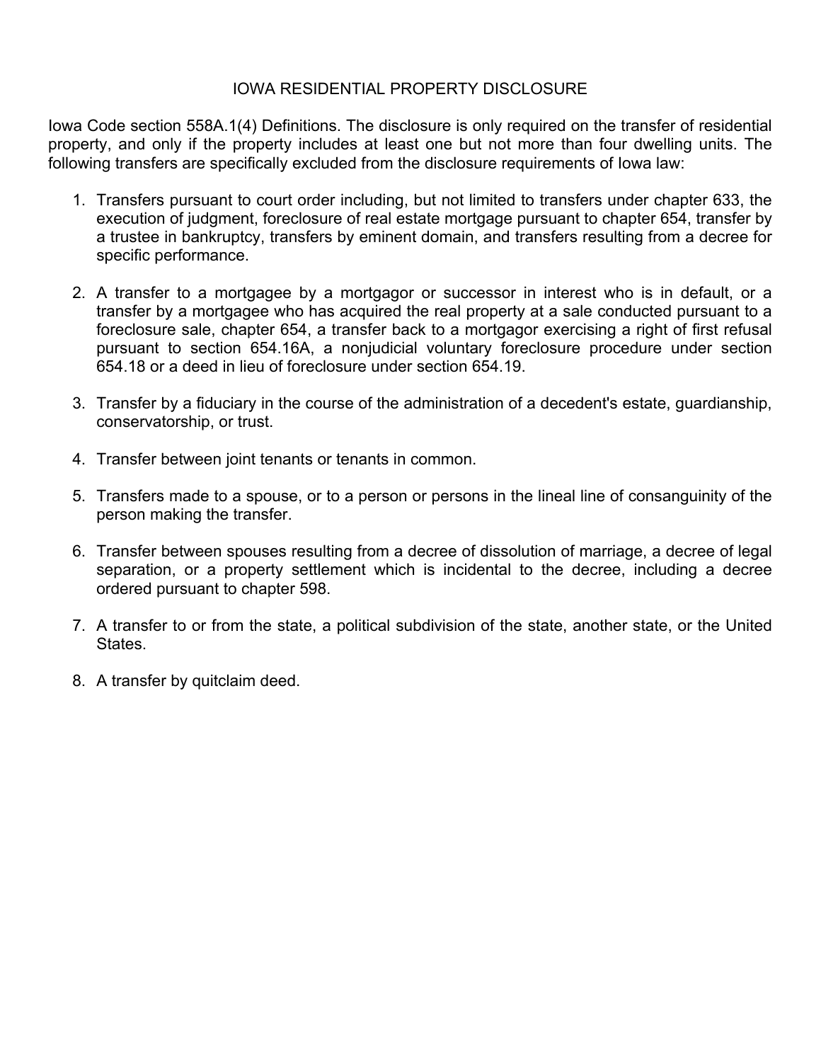# IOWA RESIDENTIAL PROPERTY DISCLOSURE

Iowa Code section 558A.1(4) Definitions. The disclosure is only required on the transfer of residential property, and only if the property includes at least one but not more than four dwelling units. The following transfers are specifically excluded from the disclosure requirements of Iowa law:

1. Transfers pursuant to court order including, but not limited to transfers under chapter 633, the execution of judgment, foreclosure of real estate mortgage pursuant to chapter 654, transfer by a trustee in bankruptcy, transfers by eminent domain, and transfers resulting from a decree for specific performance.

2. A transfer to a mortgagee by a mortgagor or successor in interest who is in default, or a transfer by a mortgagee who has acquired the real property at a sale conducted pursuant to a foreclosure sale, chapter 654, a transfer back to a mortgagor exercising a right of first refusal pursuant to section 654.16A, a nonjudicial voluntary foreclosure procedure under section 654.18 or a deed in lieu of foreclosure under section 654.19.

3. Transfer by a fiduciary in the course of the administration of a decedent's estate, guardianship, conservatorship, or trust.

4. Transfer between joint tenants or tenants in common.

5. Transfers made to a spouse, or to a person or persons in the lineal line of consanguinity of the person making the transfer.

6. Transfer between spouses resulting from a decree of dissolution of marriage, a decree of legal separation, or a property settlement which is incidental to the decree, including a decree ordered pursuant to chapter 598.

7. A transfer to or from the state, a political subdivision of the state, another state, or the United States.

8. A transfer by quitclaim deed.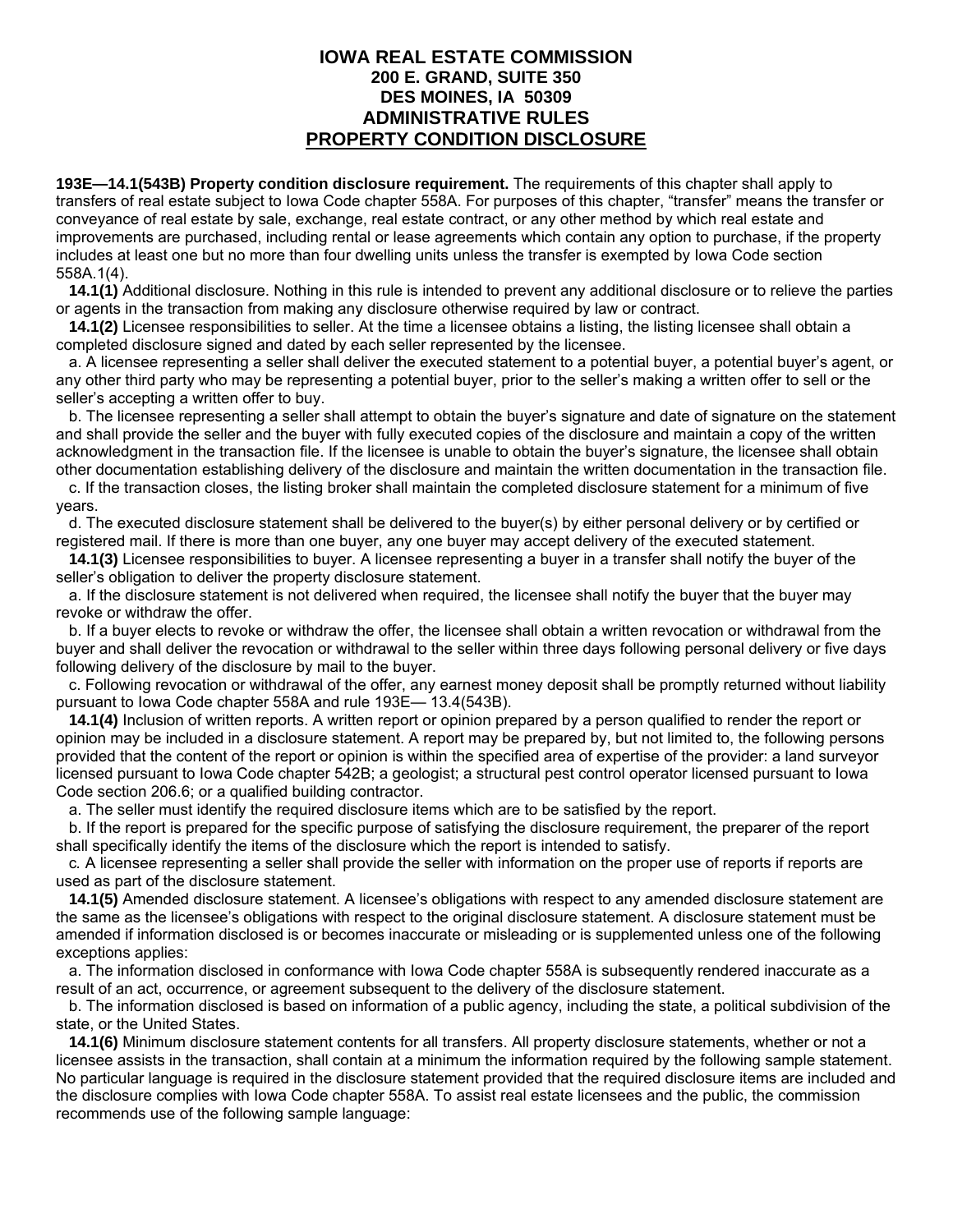# IOWA REAL ESTATE COMMISSION
## 200 E. GRAND, SUITE 350
## DES MOINES, IA 50309
## ADMINISTRATIVE RULES
## PROPERTY CONDITION DISCLOSURE

**193E—14.1(543B) Property condition disclosure requirement.** The requirements of this chapter shall apply to transfers of real estate subject to Iowa Code chapter 558A. For purposes of this chapter, "transfer" means the transfer or conveyance of real estate by sale, exchange, real estate contract, or any other method by which real estate and improvements are purchased, including rental or lease agreements which contain any option to purchase, if the property includes at least one but no more than four dwelling units unless the transfer is exempted by Iowa Code section 558A.1(4).

**14.1(1)** Additional disclosure. Nothing in this rule is intended to prevent any additional disclosure or to relieve the parties or agents in the transaction from making any disclosure otherwise required by law or contract.

**14.1(2)** Licensee responsibilities to seller. At the time a licensee obtains a listing, the listing licensee shall obtain a completed disclosure signed and dated by each seller represented by the licensee.

a. A licensee representing a seller shall deliver the executed statement to a potential buyer, a potential buyer's agent, or any other third party who may be representing a potential buyer, prior to the seller's making a written offer to sell or the seller's accepting a written offer to buy.

b. The licensee representing a seller shall attempt to obtain the buyer's signature and date of signature on the statement and shall provide the seller and the buyer with fully executed copies of the disclosure and maintain a copy of the written acknowledgment in the transaction file. If the licensee is unable to obtain the buyer's signature, the licensee shall obtain other documentation establishing delivery of the disclosure and maintain the written documentation in the transaction file.

c. If the transaction closes, the listing broker shall maintain the completed disclosure statement for a minimum of five years.

d. The executed disclosure statement shall be delivered to the buyer(s) by either personal delivery or by certified or registered mail. If there is more than one buyer, any one buyer may accept delivery of the executed statement.

**14.1(3)** Licensee responsibilities to buyer. A licensee representing a buyer in a transfer shall notify the buyer of the seller's obligation to deliver the property disclosure statement.

a. If the disclosure statement is not delivered when required, the licensee shall notify the buyer that the buyer may revoke or withdraw the offer.

b. If a buyer elects to revoke or withdraw the offer, the licensee shall obtain a written revocation or withdrawal from the buyer and shall deliver the revocation or withdrawal to the seller within three days following personal delivery or five days following delivery of the disclosure by mail to the buyer.

c. Following revocation or withdrawal of the offer, any earnest money deposit shall be promptly returned without liability pursuant to Iowa Code chapter 558A and rule 193E— 13.4(543B).

**14.1(4)** Inclusion of written reports. A written report or opinion prepared by a person qualified to render the report or opinion may be included in a disclosure statement. A report may be prepared by, but not limited to, the following persons provided that the content of the report or opinion is within the specified area of expertise of the provider: a land surveyor licensed pursuant to Iowa Code chapter 542B; a geologist; a structural pest control operator licensed pursuant to Iowa Code section 206.6; or a qualified building contractor.

a. The seller must identify the required disclosure items which are to be satisfied by the report.

b. If the report is prepared for the specific purpose of satisfying the disclosure requirement, the preparer of the report shall specifically identify the items of the disclosure which the report is intended to satisfy.

c. A licensee representing a seller shall provide the seller with information on the proper use of reports if reports are used as part of the disclosure statement.

**14.1(5)** Amended disclosure statement. A licensee's obligations with respect to any amended disclosure statement are the same as the licensee's obligations with respect to the original disclosure statement. A disclosure statement must be amended if information disclosed is or becomes inaccurate or misleading or is supplemented unless one of the following exceptions applies:

a. The information disclosed in conformance with Iowa Code chapter 558A is subsequently rendered inaccurate as a result of an act, occurrence, or agreement subsequent to the delivery of the disclosure statement.

b. The information disclosed is based on information of a public agency, including the state, a political subdivision of the state, or the United States.

**14.1(6)** Minimum disclosure statement contents for all transfers. All property disclosure statements, whether or not a licensee assists in the transaction, shall contain at a minimum the information required by the following sample statement. No particular language is required in the disclosure statement provided that the required disclosure items are included and the disclosure complies with Iowa Code chapter 558A. To assist real estate licensees and the public, the commission recommends use of the following sample language: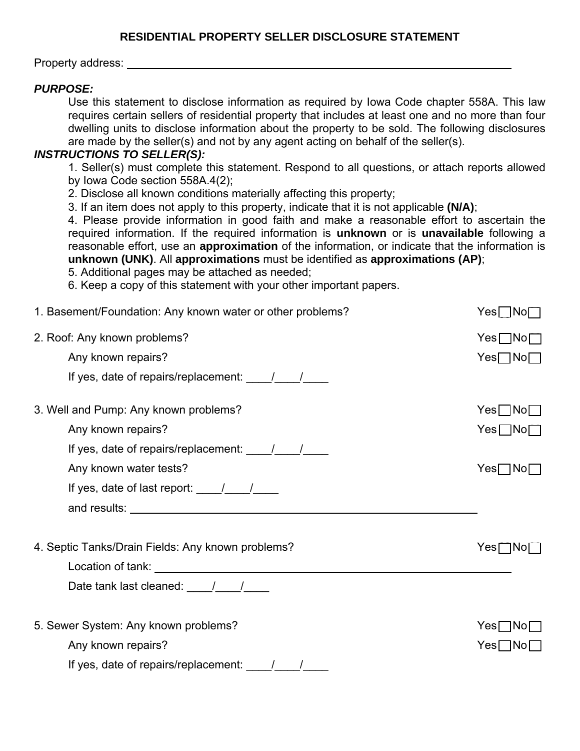# RESIDENTIAL PROPERTY SELLER DISCLOSURE STATEMENT

Property address: ______________________________________________

***PURPOSE:***

Use this statement to disclose information as required by Iowa Code chapter 558A. This law requires certain sellers of residential property that includes at least one and no more than four dwelling units to disclose information about the property to be sold. The following disclosures are made by the seller(s) and not by any agent acting on behalf of the seller(s).

***INSTRUCTIONS TO SELLER(S):***

1. Seller(s) must complete this statement. Respond to all questions, or attach reports allowed by Iowa Code section 558A.4(2);
2. Disclose all known conditions materially affecting this property;
3. If an item does not apply to this property, indicate that it is not applicable **(N/A)**;
4. Please provide information in good faith and make a reasonable effort to ascertain the required information. If the required information is **unknown** or is **unavailable** following a reasonable effort, use an **approximation** of the information, or indicate that the information is **unknown (UNK)**. All **approximations** must be identified as **approximations (AP)**;
5. Additional pages may be attached as needed;
6. Keep a copy of this statement with your other important papers.

1. Basement/Foundation: Any known water or other problems? Yes ☐ No ☐

2. Roof: Any known problems? Yes ☐ No ☐

   Any known repairs? Yes ☐ No ☐

   If yes, date of repairs/replacement: ____/____/____

3. Well and Pump: Any known problems? Yes ☐ No ☐

   Any known repairs? Yes ☐ No ☐

   If yes, date of repairs/replacement: ____/____/____

   Any known water tests? Yes ☐ No ☐

   If yes, date of last report: ____/____/____

   and results: ______________________________________________

4. Septic Tanks/Drain Fields: Any known problems? Yes ☐ No ☐

   Location of tank: ______________________________________________

   Date tank last cleaned: ____/____/____

5. Sewer System: Any known problems? Yes ☐ No ☐

   Any known repairs? Yes ☐ No ☐

   If yes, date of repairs/replacement: ____/____/____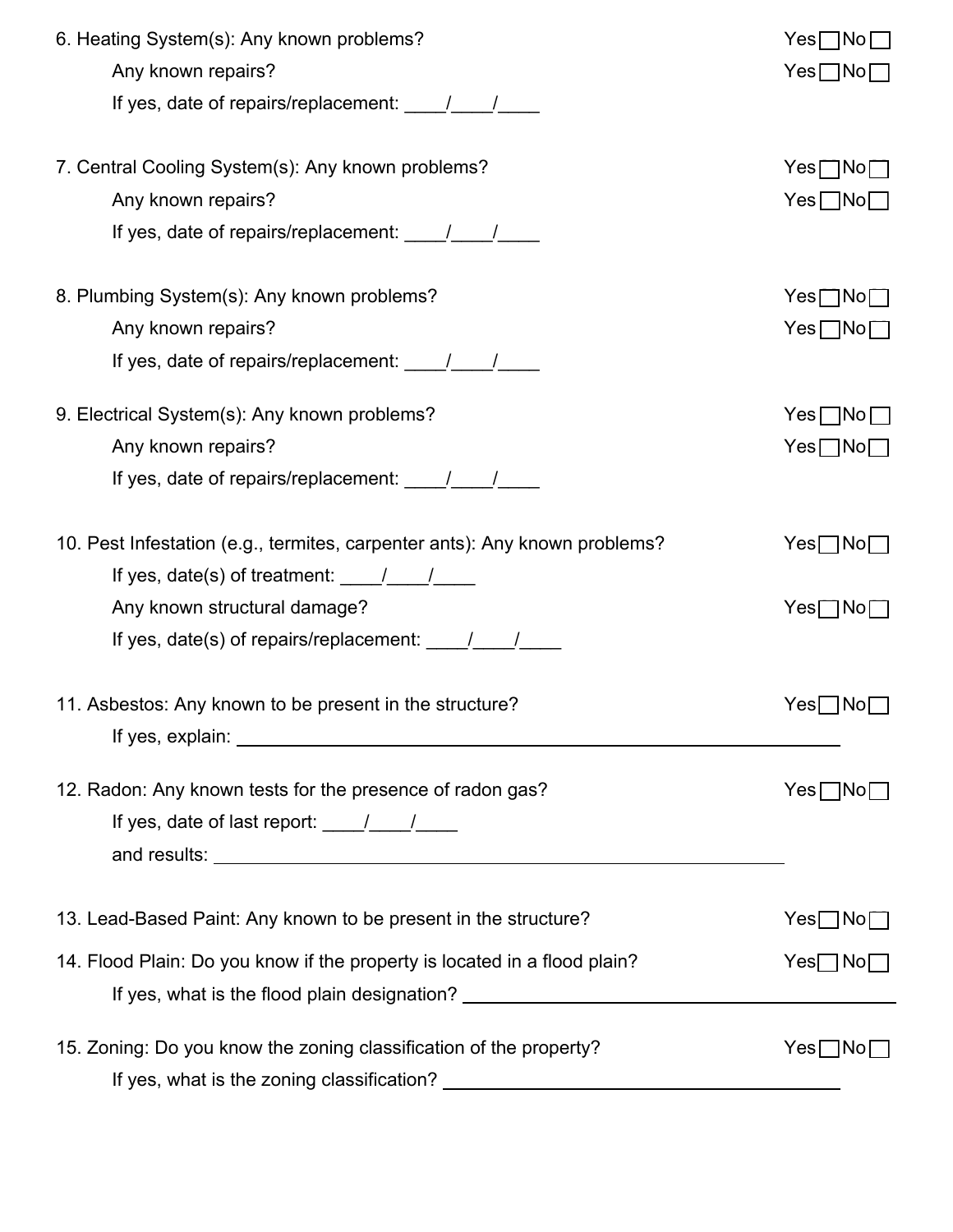6. Heating System(s): Any known problems? Yes ☐ No ☐

   Any known repairs? Yes ☐ No ☐

   If yes, date of repairs/replacement: ____/____/____

7. Central Cooling System(s): Any known problems? Yes ☐ No ☐

   Any known repairs? Yes ☐ No ☐

   If yes, date of repairs/replacement: ____/____/____

8. Plumbing System(s): Any known problems? Yes ☐ No ☐

   Any known repairs? Yes ☐ No ☐

   If yes, date of repairs/replacement: ____/____/____

9. Electrical System(s): Any known problems? Yes ☐ No ☐

   Any known repairs? Yes ☐ No ☐

   If yes, date of repairs/replacement: ____/____/____

10. Pest Infestation (e.g., termites, carpenter ants): Any known problems? Yes ☐ No ☐

    If yes, date(s) of treatment: ____/____/____

    Any known structural damage? Yes ☐ No ☐

    If yes, date(s) of repairs/replacement: ____/____/____

11. Asbestos: Any known to be present in the structure? Yes ☐ No ☐

    If yes, explain: ________________________________________________

12. Radon: Any known tests for the presence of radon gas? Yes ☐ No ☐

    If yes, date of last report: ____/____/____

    and results: ________________________________________________

13. Lead-Based Paint: Any known to be present in the structure? Yes ☐ No ☐

14. Flood Plain: Do you know if the property is located in a flood plain? Yes ☐ No ☐

    If yes, what is the flood plain designation? ______________________________

15. Zoning: Do you know the zoning classification of the property? Yes ☐ No ☐

    If yes, what is the zoning classification? ______________________________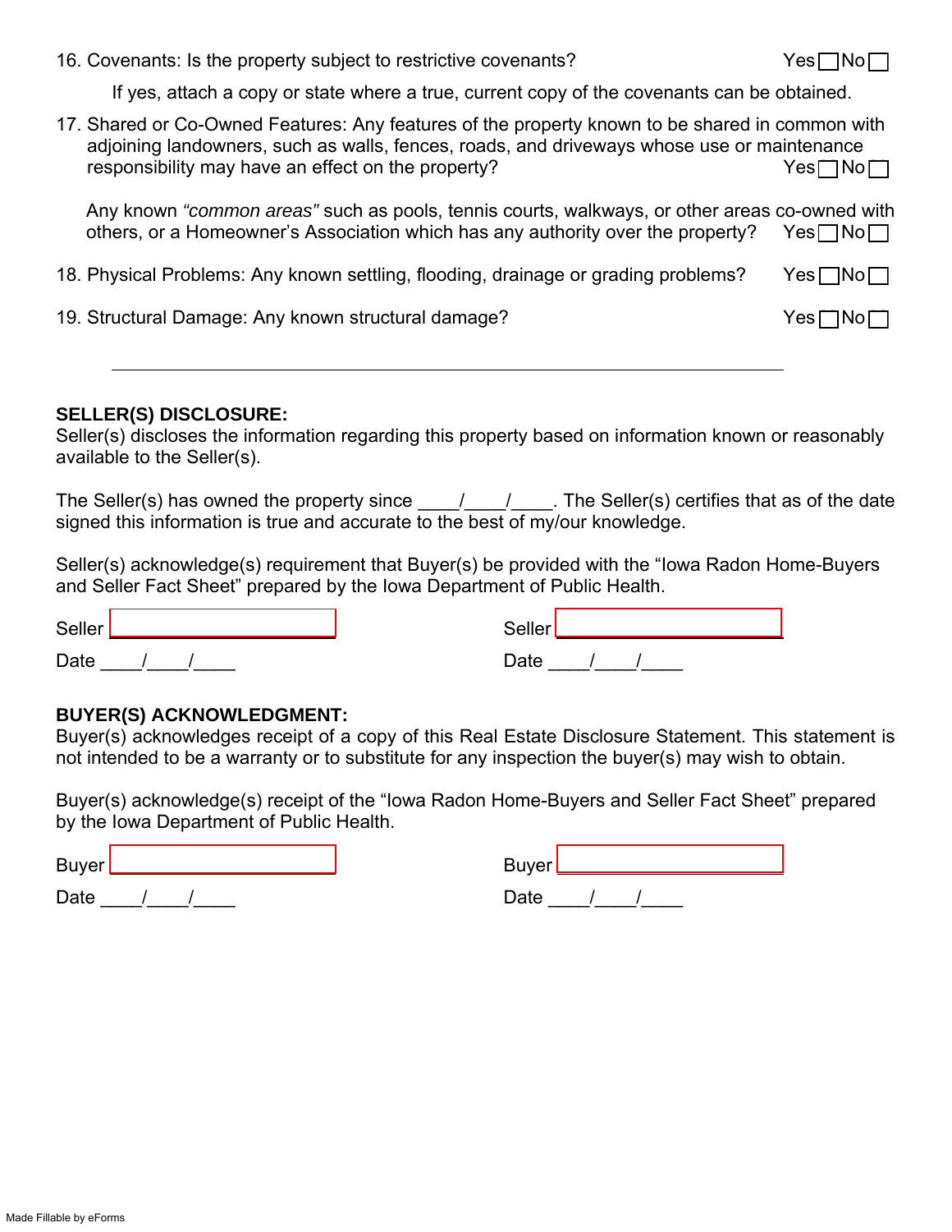16. Covenants: Is the property subject to restrictive covenants? Yes ☐ No ☐

    If yes, attach a copy or state where a true, current copy of the covenants can be obtained.

17. Shared or Co-Owned Features: Any features of the property known to be shared in common with adjoining landowners, such as walls, fences, roads, and driveways whose use or maintenance responsibility may have an effect on the property? Yes ☐ No ☐

    Any known *"common areas"* such as pools, tennis courts, walkways, or other areas co-owned with others, or a Homeowner's Association which has any authority over the property? Yes ☐ No ☐

18. Physical Problems: Any known settling, flooding, drainage or grading problems? Yes ☐ No ☐

19. Structural Damage: Any known structural damage? Yes ☐ No ☐

______________________________________________________________________

**SELLER(S) DISCLOSURE:**
Seller(s) discloses the information regarding this property based on information known or reasonably available to the Seller(s).

The Seller(s) has owned the property since ____/____/____. The Seller(s) certifies that as of the date signed this information is true and accurate to the best of my/our knowledge.

Seller(s) acknowledge(s) requirement that Buyer(s) be provided with the "Iowa Radon Home-Buyers and Seller Fact Sheet" prepared by the Iowa Department of Public Health.

Seller ________________________ Seller ________________________

Date ____/____/____ Date ____/____/____

**BUYER(S) ACKNOWLEDGMENT:**
Buyer(s) acknowledges receipt of a copy of this Real Estate Disclosure Statement. This statement is not intended to be a warranty or to substitute for any inspection the buyer(s) may wish to obtain.

Buyer(s) acknowledge(s) receipt of the "Iowa Radon Home-Buyers and Seller Fact Sheet" prepared by the Iowa Department of Public Health.

Buyer ________________________ Buyer ________________________

Date ____/____/____ Date ____/____/____

Made Fillable by eForms